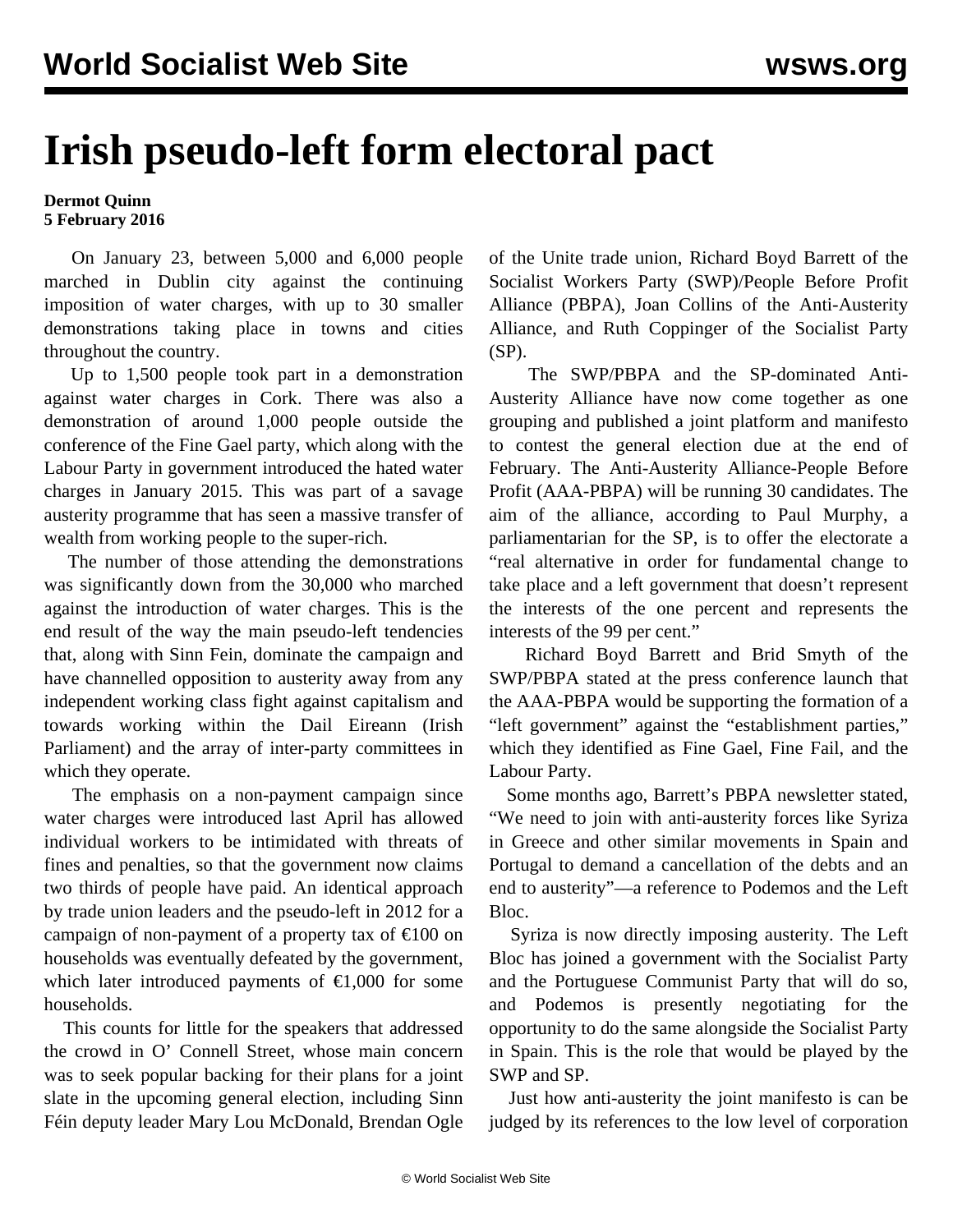# Irish pseudo-left form electoral pact

**Dermot Quinn**
**5 February 2016**

On January 23, between 5,000 and 6,000 people marched in Dublin city against the continuing imposition of water charges, with up to 30 smaller demonstrations taking place in towns and cities throughout the country.

Up to 1,500 people took part in a demonstration against water charges in Cork. There was also a demonstration of around 1,000 people outside the conference of the Fine Gael party, which along with the Labour Party in government introduced the hated water charges in January 2015. This was part of a savage austerity programme that has seen a massive transfer of wealth from working people to the super-rich.

The number of those attending the demonstrations was significantly down from the 30,000 who marched against the introduction of water charges. This is the end result of the way the main pseudo-left tendencies that, along with Sinn Fein, dominate the campaign and have channelled opposition to austerity away from any independent working class fight against capitalism and towards working within the Dail Eireann (Irish Parliament) and the array of inter-party committees in which they operate.

The emphasis on a non-payment campaign since water charges were introduced last April has allowed individual workers to be intimidated with threats of fines and penalties, so that the government now claims two thirds of people have paid. An identical approach by trade union leaders and the pseudo-left in 2012 for a campaign of non-payment of a property tax of €100 on households was eventually defeated by the government, which later introduced payments of €1,000 for some households.

This counts for little for the speakers that addressed the crowd in O' Connell Street, whose main concern was to seek popular backing for their plans for a joint slate in the upcoming general election, including Sinn Féin deputy leader Mary Lou McDonald, Brendan Ogle of the Unite trade union, Richard Boyd Barrett of the Socialist Workers Party (SWP)/People Before Profit Alliance (PBPA), Joan Collins of the Anti-Austerity Alliance, and Ruth Coppinger of the Socialist Party (SP).

The SWP/PBPA and the SP-dominated Anti-Austerity Alliance have now come together as one grouping and published a joint platform and manifesto to contest the general election due at the end of February. The Anti-Austerity Alliance-People Before Profit (AAA-PBPA) will be running 30 candidates. The aim of the alliance, according to Paul Murphy, a parliamentarian for the SP, is to offer the electorate a "real alternative in order for fundamental change to take place and a left government that doesn't represent the interests of the one percent and represents the interests of the 99 per cent."

Richard Boyd Barrett and Brid Smyth of the SWP/PBPA stated at the press conference launch that the AAA-PBPA would be supporting the formation of a "left government" against the "establishment parties," which they identified as Fine Gael, Fine Fail, and the Labour Party.

Some months ago, Barrett's PBPA newsletter stated, "We need to join with anti-austerity forces like Syriza in Greece and other similar movements in Spain and Portugal to demand a cancellation of the debts and an end to austerity"—a reference to Podemos and the Left Bloc.

Syriza is now directly imposing austerity. The Left Bloc has joined a government with the Socialist Party and the Portuguese Communist Party that will do so, and Podemos is presently negotiating for the opportunity to do the same alongside the Socialist Party in Spain. This is the role that would be played by the SWP and SP.

Just how anti-austerity the joint manifesto is can be judged by its references to the low level of corporation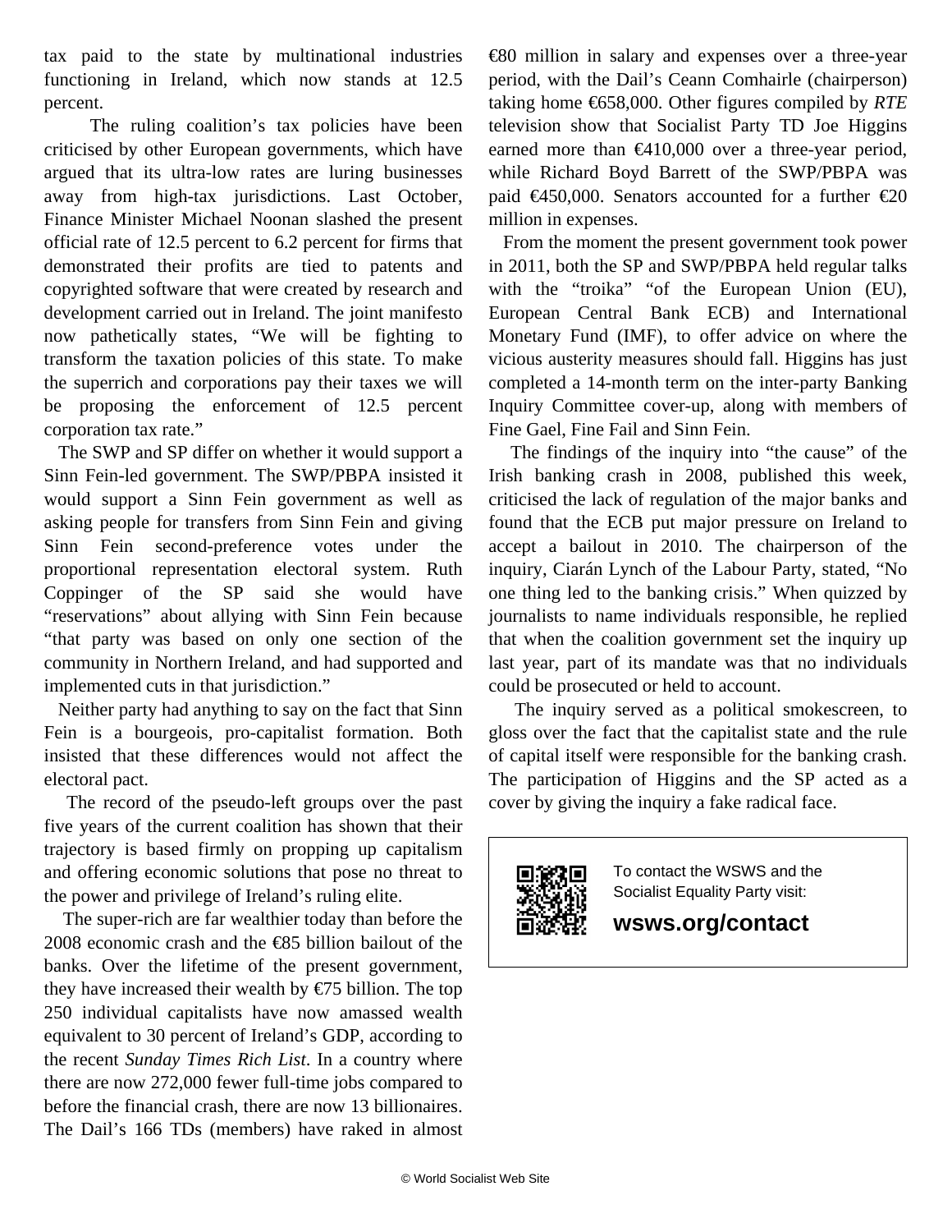tax paid to the state by multinational industries functioning in Ireland, which now stands at 12.5 percent.

The ruling coalition's tax policies have been criticised by other European governments, which have argued that its ultra-low rates are luring businesses away from high-tax jurisdictions. Last October, Finance Minister Michael Noonan slashed the present official rate of 12.5 percent to 6.2 percent for firms that demonstrated their profits are tied to patents and copyrighted software that were created by research and development carried out in Ireland. The joint manifesto now pathetically states, "We will be fighting to transform the taxation policies of this state. To make the superrich and corporations pay their taxes we will be proposing the enforcement of 12.5 percent corporation tax rate."

The SWP and SP differ on whether it would support a Sinn Fein-led government. The SWP/PBPA insisted it would support a Sinn Fein government as well as asking people for transfers from Sinn Fein and giving Sinn Fein second-preference votes under the proportional representation electoral system. Ruth Coppinger of the SP said she would have "reservations" about allying with Sinn Fein because "that party was based on only one section of the community in Northern Ireland, and had supported and implemented cuts in that jurisdiction."

Neither party had anything to say on the fact that Sinn Fein is a bourgeois, pro-capitalist formation. Both insisted that these differences would not affect the electoral pact.

The record of the pseudo-left groups over the past five years of the current coalition has shown that their trajectory is based firmly on propping up capitalism and offering economic solutions that pose no threat to the power and privilege of Ireland's ruling elite.

The super-rich are far wealthier today than before the 2008 economic crash and the €85 billion bailout of the banks. Over the lifetime of the present government, they have increased their wealth by €75 billion. The top 250 individual capitalists have now amassed wealth equivalent to 30 percent of Ireland's GDP, according to the recent *Sunday Times Rich List*. In a country where there are now 272,000 fewer full-time jobs compared to before the financial crash, there are now 13 billionaires. The Dail's 166 TDs (members) have raked in almost €80 million in salary and expenses over a three-year period, with the Dail's Ceann Comhairle (chairperson) taking home €658,000. Other figures compiled by *RTE* television show that Socialist Party TD Joe Higgins earned more than €410,000 over a three-year period, while Richard Boyd Barrett of the SWP/PBPA was paid €450,000. Senators accounted for a further €20 million in expenses.

From the moment the present government took power in 2011, both the SP and SWP/PBPA held regular talks with the "troika" "of the European Union (EU), European Central Bank ECB) and International Monetary Fund (IMF), to offer advice on where the vicious austerity measures should fall. Higgins has just completed a 14-month term on the inter-party Banking Inquiry Committee cover-up, along with members of Fine Gael, Fine Fail and Sinn Fein.

The findings of the inquiry into "the cause" of the Irish banking crash in 2008, published this week, criticised the lack of regulation of the major banks and found that the ECB put major pressure on Ireland to accept a bailout in 2010. The chairperson of the inquiry, Ciarán Lynch of the Labour Party, stated, "No one thing led to the banking crisis." When quizzed by journalists to name individuals responsible, he replied that when the coalition government set the inquiry up last year, part of its mandate was that no individuals could be prosecuted or held to account.

The inquiry served as a political smokescreen, to gloss over the fact that the capitalist state and the rule of capital itself were responsible for the banking crash. The participation of Higgins and the SP acted as a cover by giving the inquiry a fake radical face.

To contact the WSWS and the Socialist Equality Party visit:

**wsws.org/contact**